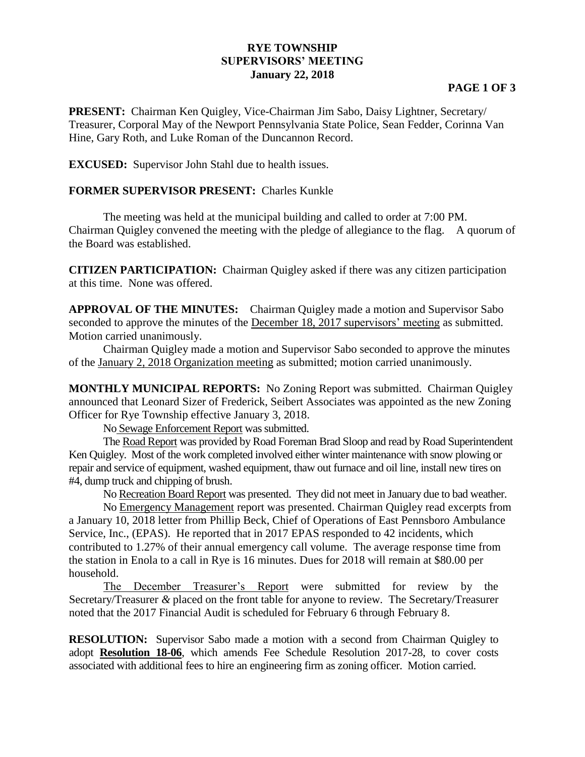# RYE TOWNSHIP
## SUPERVISORS' MEETING
### January 22, 2018

**PRESENT:** Chairman Ken Quigley, Vice-Chairman Jim Sabo, Daisy Lightner, Secretary/ Treasurer, Corporal May of the Newport Pennsylvania State Police, Sean Fedder, Corinna Van Hine, Gary Roth, and Luke Roman of the Duncannon Record.

**EXCUSED:** Supervisor John Stahl due to health issues.

**FORMER SUPERVISOR PRESENT:** Charles Kunkle

The meeting was held at the municipal building and called to order at 7:00 PM. Chairman Quigley convened the meeting with the pledge of allegiance to the flag. A quorum of the Board was established.

**CITIZEN PARTICIPATION:** Chairman Quigley asked if there was any citizen participation at this time. None was offered.

**APPROVAL OF THE MINUTES:** Chairman Quigley made a motion and Supervisor Sabo seconded to approve the minutes of the December 18, 2017 supervisors' meeting as submitted. Motion carried unanimously.

Chairman Quigley made a motion and Supervisor Sabo seconded to approve the minutes of the January 2, 2018 Organization meeting as submitted; motion carried unanimously.

**MONTHLY MUNICIPAL REPORTS:** No Zoning Report was submitted. Chairman Quigley announced that Leonard Sizer of Frederick, Seibert Associates was appointed as the new Zoning Officer for Rye Township effective January 3, 2018.

No Sewage Enforcement Report was submitted.

The Road Report was provided by Road Foreman Brad Sloop and read by Road Superintendent Ken Quigley. Most of the work completed involved either winter maintenance with snow plowing or repair and service of equipment, washed equipment, thaw out furnace and oil line, install new tires on #4, dump truck and chipping of brush.

No Recreation Board Report was presented. They did not meet in January due to bad weather.

No Emergency Management report was presented. Chairman Quigley read excerpts from a January 10, 2018 letter from Phillip Beck, Chief of Operations of East Pennsboro Ambulance Service, Inc., (EPAS). He reported that in 2017 EPAS responded to 42 incidents, which contributed to 1.27% of their annual emergency call volume. The average response time from the station in Enola to a call in Rye is 16 minutes. Dues for 2018 will remain at $80.00 per household.

The December Treasurer's Report were submitted for review by the Secretary/Treasurer *&* placed on the front table for anyone to review. The Secretary/Treasurer noted that the 2017 Financial Audit is scheduled for February 6 through February 8.

**RESOLUTION:** Supervisor Sabo made a motion with a second from Chairman Quigley to adopt **Resolution 18-06**, which amends Fee Schedule Resolution 2017-28, to cover costs associated with additional fees to hire an engineering firm as zoning officer. Motion carried.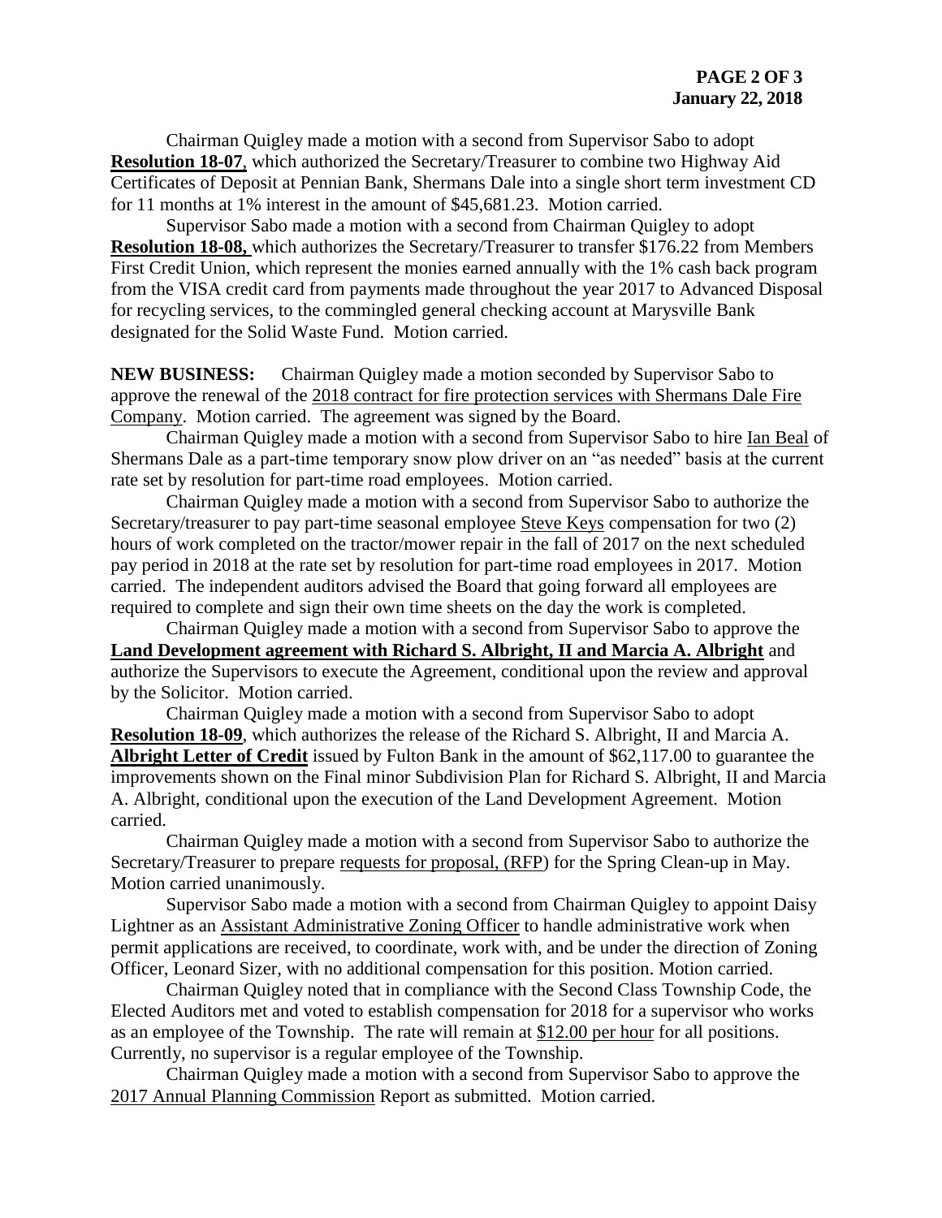Chairman Quigley made a motion with a second from Supervisor Sabo to adopt **Resolution 18-07**, which authorized the Secretary/Treasurer to combine two Highway Aid Certificates of Deposit at Pennian Bank, Shermans Dale into a single short term investment CD for 11 months at 1% interest in the amount of $45,681.23. Motion carried.

Supervisor Sabo made a motion with a second from Chairman Quigley to adopt **Resolution 18-08,** which authorizes the Secretary/Treasurer to transfer $176.22 from Members First Credit Union, which represent the monies earned annually with the 1% cash back program from the VISA credit card from payments made throughout the year 2017 to Advanced Disposal for recycling services, to the commingled general checking account at Marysville Bank designated for the Solid Waste Fund. Motion carried.

**NEW BUSINESS:** Chairman Quigley made a motion seconded by Supervisor Sabo to approve the renewal of the 2018 contract for fire protection services with Shermans Dale Fire Company. Motion carried. The agreement was signed by the Board.

Chairman Quigley made a motion with a second from Supervisor Sabo to hire Ian Beal of Shermans Dale as a part-time temporary snow plow driver on an "as needed" basis at the current rate set by resolution for part-time road employees. Motion carried.

Chairman Quigley made a motion with a second from Supervisor Sabo to authorize the Secretary/treasurer to pay part-time seasonal employee Steve Keys compensation for two (2) hours of work completed on the tractor/mower repair in the fall of 2017 on the next scheduled pay period in 2018 at the rate set by resolution for part-time road employees in 2017. Motion carried. The independent auditors advised the Board that going forward all employees are required to complete and sign their own time sheets on the day the work is completed.

Chairman Quigley made a motion with a second from Supervisor Sabo to approve the **Land Development agreement with Richard S. Albright, II and Marcia A. Albright** and authorize the Supervisors to execute the Agreement, conditional upon the review and approval by the Solicitor. Motion carried.

Chairman Quigley made a motion with a second from Supervisor Sabo to adopt **Resolution 18-09**, which authorizes the release of the Richard S. Albright, II and Marcia A. **Albright Letter of Credit** issued by Fulton Bank in the amount of $62,117.00 to guarantee the improvements shown on the Final minor Subdivision Plan for Richard S. Albright, II and Marcia A. Albright, conditional upon the execution of the Land Development Agreement. Motion carried.

Chairman Quigley made a motion with a second from Supervisor Sabo to authorize the Secretary/Treasurer to prepare requests for proposal, (RFP) for the Spring Clean-up in May. Motion carried unanimously.

Supervisor Sabo made a motion with a second from Chairman Quigley to appoint Daisy Lightner as an Assistant Administrative Zoning Officer to handle administrative work when permit applications are received, to coordinate, work with, and be under the direction of Zoning Officer, Leonard Sizer, with no additional compensation for this position. Motion carried.

Chairman Quigley noted that in compliance with the Second Class Township Code, the Elected Auditors met and voted to establish compensation for 2018 for a supervisor who works as an employee of the Township. The rate will remain at $12.00 per hour for all positions. Currently, no supervisor is a regular employee of the Township.

Chairman Quigley made a motion with a second from Supervisor Sabo to approve the 2017 Annual Planning Commission Report as submitted. Motion carried.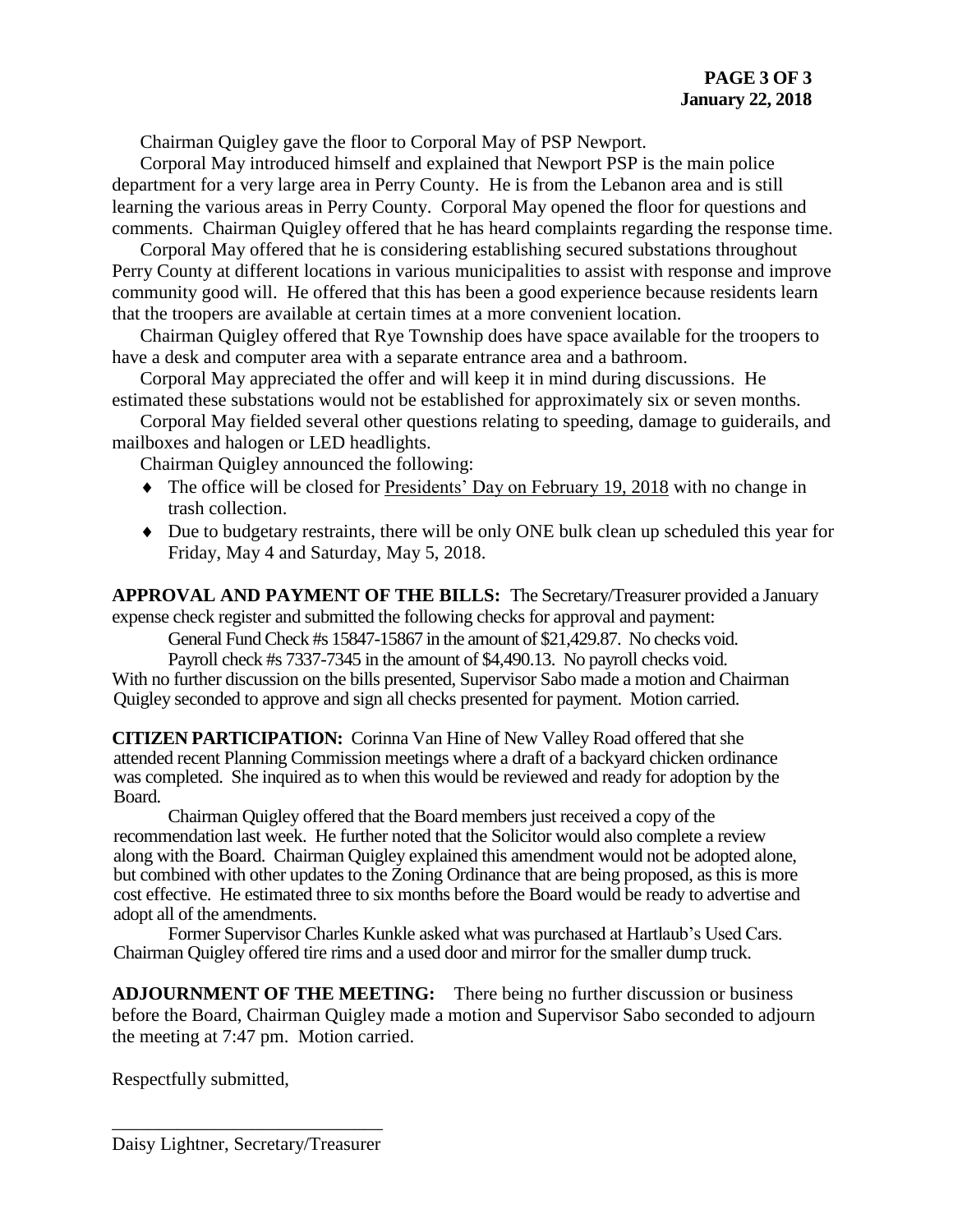Chairman Quigley gave the floor to Corporal May of PSP Newport.

Corporal May introduced himself and explained that Newport PSP is the main police department for a very large area in Perry County. He is from the Lebanon area and is still learning the various areas in Perry County. Corporal May opened the floor for questions and comments. Chairman Quigley offered that he has heard complaints regarding the response time.

Corporal May offered that he is considering establishing secured substations throughout Perry County at different locations in various municipalities to assist with response and improve community good will. He offered that this has been a good experience because residents learn that the troopers are available at certain times at a more convenient location.

Chairman Quigley offered that Rye Township does have space available for the troopers to have a desk and computer area with a separate entrance area and a bathroom.

Corporal May appreciated the offer and will keep it in mind during discussions. He estimated these substations would not be established for approximately six or seven months.

Corporal May fielded several other questions relating to speeding, damage to guiderails, and mailboxes and halogen or LED headlights.

Chairman Quigley announced the following:

- The office will be closed for Presidents' Day on February 19, 2018 with no change in trash collection.
- Due to budgetary restraints, there will be only ONE bulk clean up scheduled this year for Friday, May 4 and Saturday, May 5, 2018.

**APPROVAL AND PAYMENT OF THE BILLS:** The Secretary/Treasurer provided a January expense check register and submitted the following checks for approval and payment:

General Fund Check #s 15847-15867 in the amount of $21,429.87. No checks void.

Payroll check #s 7337-7345 in the amount of $4,490.13. No payroll checks void.

With no further discussion on the bills presented, Supervisor Sabo made a motion and Chairman Quigley seconded to approve and sign all checks presented for payment. Motion carried.

**CITIZEN PARTICIPATION:** Corinna Van Hine of New Valley Road offered that she attended recent Planning Commission meetings where a draft of a backyard chicken ordinance was completed. She inquired as to when this would be reviewed and ready for adoption by the Board.

Chairman Quigley offered that the Board members just received a copy of the recommendation last week. He further noted that the Solicitor would also complete a review along with the Board. Chairman Quigley explained this amendment would not be adopted alone, but combined with other updates to the Zoning Ordinance that are being proposed, as this is more cost effective. He estimated three to six months before the Board would be ready to advertise and adopt all of the amendments.

Former Supervisor Charles Kunkle asked what was purchased at Hartlaub's Used Cars. Chairman Quigley offered tire rims and a used door and mirror for the smaller dump truck.

**ADJOURNMENT OF THE MEETING:** There being no further discussion or business before the Board, Chairman Quigley made a motion and Supervisor Sabo seconded to adjourn the meeting at 7:47 pm. Motion carried.

Respectfully submitted,

\_\_\_\_\_\_\_\_\_\_\_\_\_\_\_\_\_\_\_\_\_\_\_\_\_\_\_\_\_\_

Daisy Lightner, Secretary/Treasurer